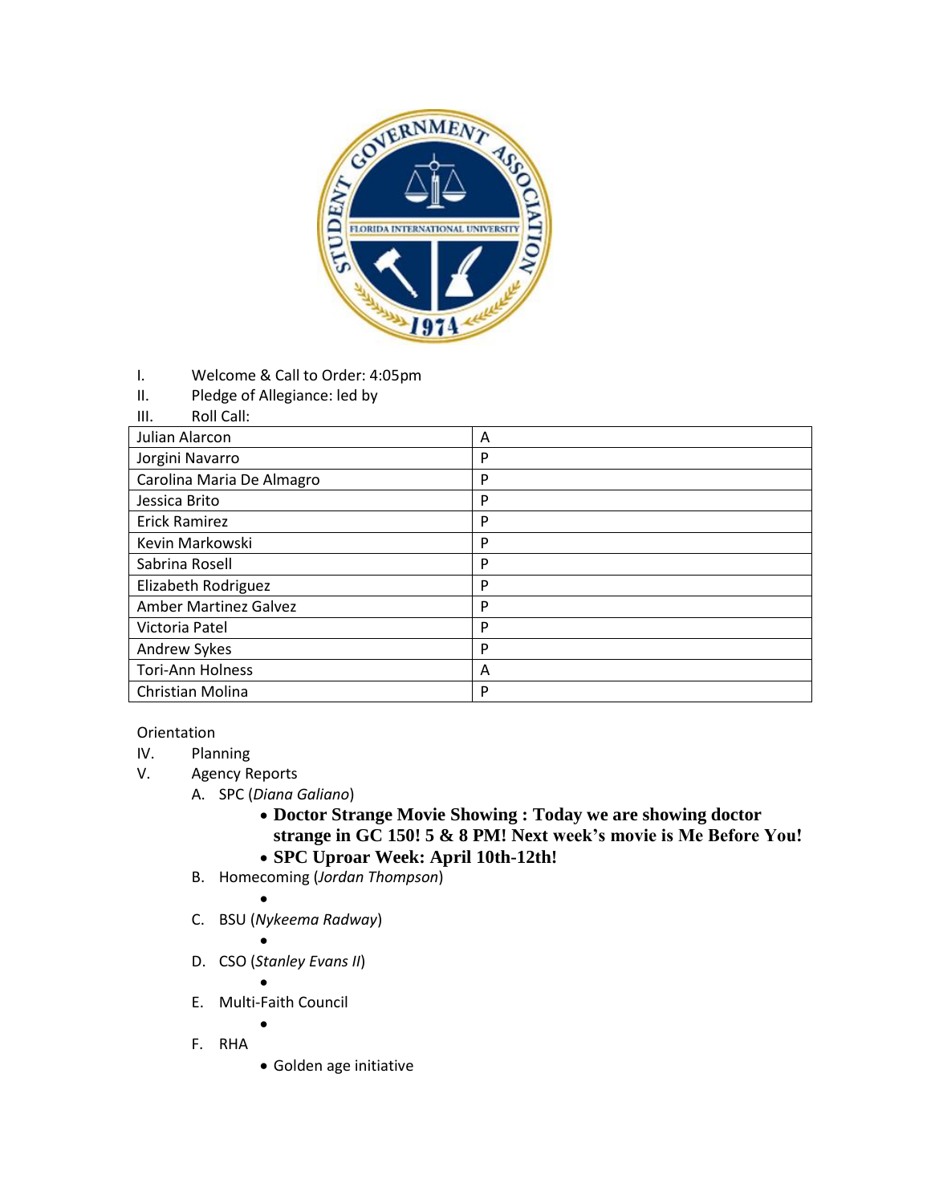I. Welcome & Call to Order: 4:05pm

II. Pledge of Allegiance: led by

III. Roll Call:

| Julian Alarcon | A |
|---|---|
| Jorgini Navarro | P |
| Carolina Maria De Almagro | P |
| Jessica Brito | P |
| Erick Ramirez | P |
| Kevin Markowski | P |
| Sabrina Rosell | P |
| Elizabeth Rodriguez | P |
| Amber Martinez Galvez | P |
| Victoria Patel | P |
| Andrew Sykes | P |
| Tori-Ann Holness | A |
| Christian Molina | P |

Orientation

IV. Planning

V. Agency Reports

A. SPC (*Diana Galiano*)

- **Doctor Strange Movie Showing : Today we are showing doctor strange in GC 150! 5 & 8 PM! Next week's movie is Me Before You!**
- **SPC Uproar Week: April 10th-12th!**

B. Homecoming (*Jordan Thompson*)

- 

C. BSU (*Nykeema Radway*)

- 

D. CSO (*Stanley Evans II*)

- 

E. Multi-Faith Council

- 

F. RHA

- Golden age initiative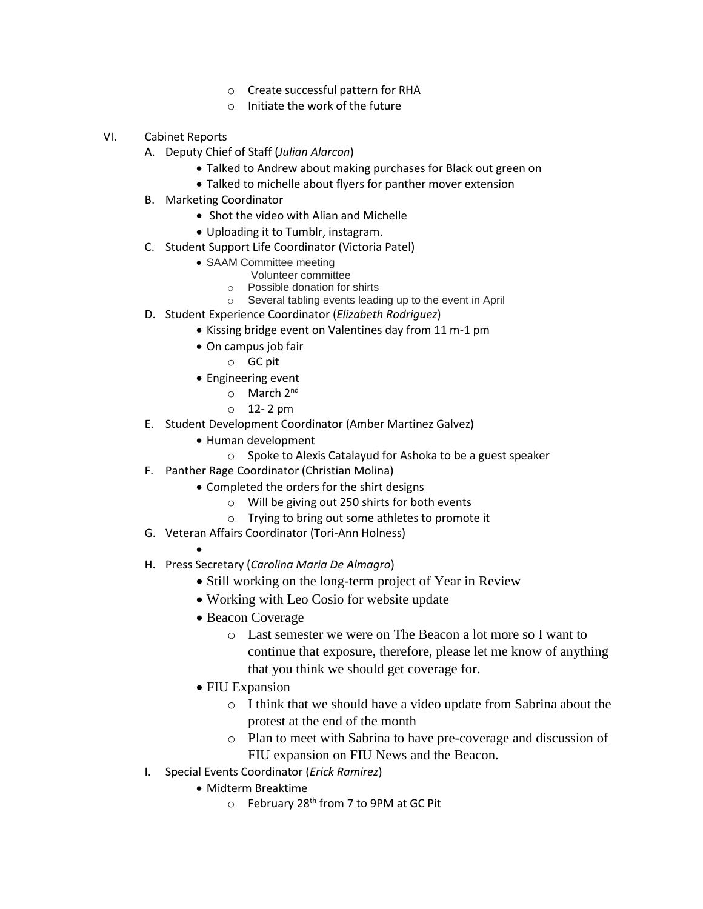- Create successful pattern for RHA
- Initiate the work of the future

VI. Cabinet Reports

A. Deputy Chief of Staff (*Julian Alarcon*)
   - Talked to Andrew about making purchases for Black out green on
   - Talked to michelle about flyers for panther mover extension

B. Marketing Coordinator
   - Shot the video with Alian and Michelle
   - Uploading it to Tumblr, instagram.

C. Student Support Life Coordinator (Victoria Patel)
   - SAAM Committee meeting
     Volunteer committee
     - Possible donation for shirts
     - Several tabling events leading up to the event in April

D. Student Experience Coordinator (*Elizabeth Rodriguez*)
   - Kissing bridge event on Valentines day from 11 m-1 pm
   - On campus job fair
     - GC pit
   - Engineering event
     - March 2nd
     - 12- 2 pm

E. Student Development Coordinator (Amber Martinez Galvez)
   - Human development
     - Spoke to Alexis Catalayud for Ashoka to be a guest speaker

F. Panther Rage Coordinator (Christian Molina)
   - Completed the orders for the shirt designs
     - Will be giving out 250 shirts for both events
     - Trying to bring out some athletes to promote it

G. Veteran Affairs Coordinator (Tori-Ann Holness)
   - 

H. Press Secretary (*Carolina Maria De Almagro*)
   - Still working on the long-term project of Year in Review
   - Working with Leo Cosio for website update
   - Beacon Coverage
     - Last semester we were on The Beacon a lot more so I want to continue that exposure, therefore, please let me know of anything that you think we should get coverage for.
   - FIU Expansion
     - I think that we should have a video update from Sabrina about the protest at the end of the month
     - Plan to meet with Sabrina to have pre-coverage and discussion of FIU expansion on FIU News and the Beacon.

I. Special Events Coordinator (*Erick Ramirez*)
   - Midterm Breaktime
     - February 28th from 7 to 9PM at GC Pit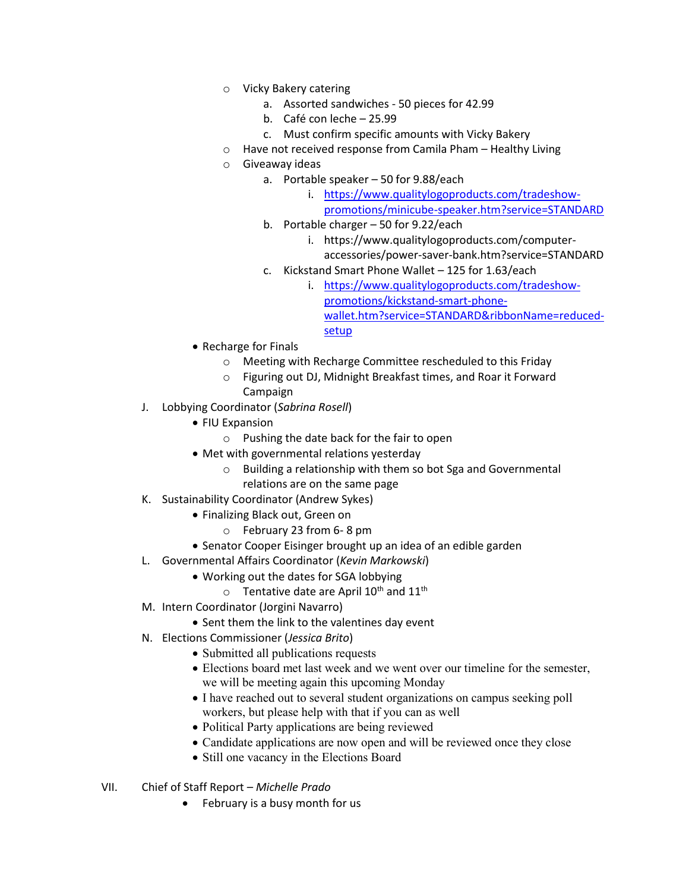- Vicky Bakery catering
  a. Assorted sandwiches - 50 pieces for 42.99
  b. Café con leche – 25.99
  c. Must confirm specific amounts with Vicky Bakery
- Have not received response from Camila Pham – Healthy Living
- Giveaway ideas
  a. Portable speaker – 50 for 9.88/each
     i. https://www.qualitylogoproducts.com/tradeshow-promotions/minicube-speaker.htm?service=STANDARD
  b. Portable charger – 50 for 9.22/each
     i. https://www.qualitylogoproducts.com/computer-accessories/power-saver-bank.htm?service=STANDARD
  c. Kickstand Smart Phone Wallet – 125 for 1.63/each
     i. https://www.qualitylogoproducts.com/tradeshow-promotions/kickstand-smart-phone-wallet.htm?service=STANDARD&ribbonName=reduced-setup

- Recharge for Finals
  - Meeting with Recharge Committee rescheduled to this Friday
  - Figuring out DJ, Midnight Breakfast times, and Roar it Forward Campaign

J. Lobbying Coordinator (*Sabrina Rosell*)
- FIU Expansion
  - Pushing the date back for the fair to open
- Met with governmental relations yesterday
  - Building a relationship with them so bot Sga and Governmental relations are on the same page

K. Sustainability Coordinator (Andrew Sykes)
- Finalizing Black out, Green on
  - February 23 from 6- 8 pm
- Senator Cooper Eisinger brought up an idea of an edible garden

L. Governmental Affairs Coordinator (*Kevin Markowski*)
- Working out the dates for SGA lobbying
  - Tentative date are April 10th and 11th

M. Intern Coordinator (Jorgini Navarro)
- Sent them the link to the valentines day event

N. Elections Commissioner (*Jessica Brito*)
- Submitted all publications requests
- Elections board met last week and we went over our timeline for the semester, we will be meeting again this upcoming Monday
- I have reached out to several student organizations on campus seeking poll workers, but please help with that if you can as well
- Political Party applications are being reviewed
- Candidate applications are now open and will be reviewed once they close
- Still one vacancy in the Elections Board

VII. Chief of Staff Report – *Michelle Prado*
- February is a busy month for us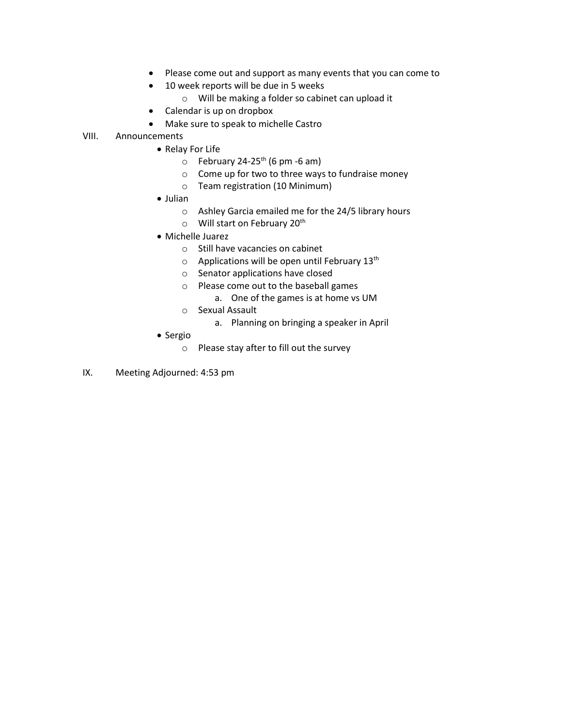- Please come out and support as many events that you can come to
- 10 week reports will be due in 5 weeks
  - Will be making a folder so cabinet can upload it
- Calendar is up on dropbox
- Make sure to speak to michelle Castro

VIII. Announcements

- Relay For Life
  - February 24-25th (6 pm -6 am)
  - Come up for two to three ways to fundraise money
  - Team registration (10 Minimum)
- Julian
  - Ashley Garcia emailed me for the 24/5 library hours
  - Will start on February 20th
- Michelle Juarez
  - Still have vacancies on cabinet
  - Applications will be open until February 13th
  - Senator applications have closed
  - Please come out to the baseball games
    - a. One of the games is at home vs UM
  - Sexual Assault
    - a. Planning on bringing a speaker in April
- Sergio
  - Please stay after to fill out the survey

IX. Meeting Adjourned: 4:53 pm